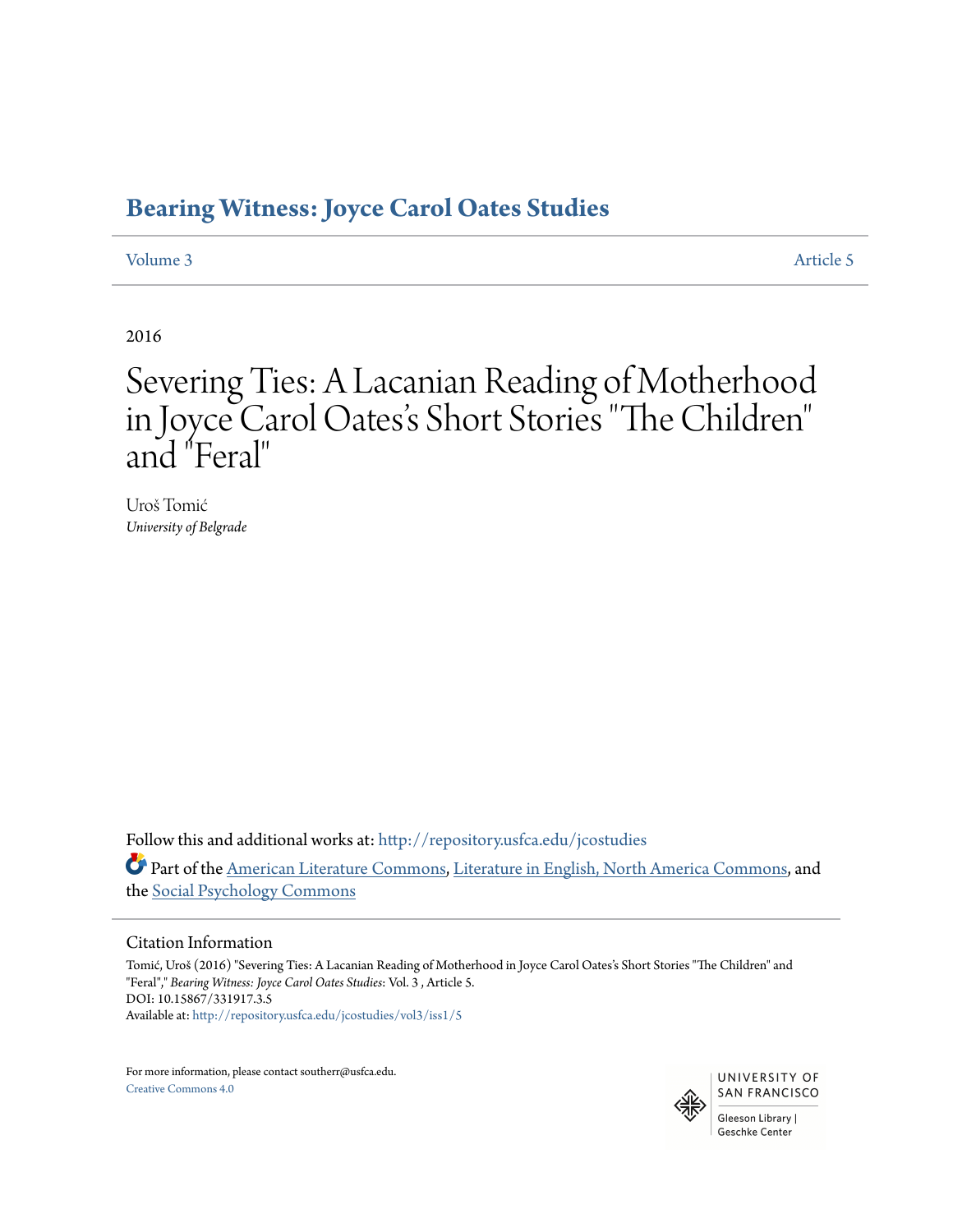# Bearing Witness: Joyce Carol Oates Studies

Volume 3 Article 5

2016

# Severing Ties: A Lacanian Reading of Motherhood in Joyce Carol Oates's Short Stories "The Children" and "Feral"

Uroš Tomić
*University of Belgrade*

Follow this and additional works at: http://repository.usfca.edu/jcostudies

Part of the American Literature Commons, Literature in English, North America Commons, and the Social Psychology Commons

## Citation Information

Tomić, Uroš (2016) "Severing Ties: A Lacanian Reading of Motherhood in Joyce Carol Oates's Short Stories "The Children" and "Feral"," *Bearing Witness: Joyce Carol Oates Studies*: Vol. 3 , Article 5.
DOI: 10.15867/331917.3.5
Available at: http://repository.usfca.edu/jcostudies/vol3/iss1/5

For more information, please contact southerr@usfca.edu.
Creative Commons 4.0

UNIVERSITY OF SAN FRANCISCO
Gleeson Library | Geschke Center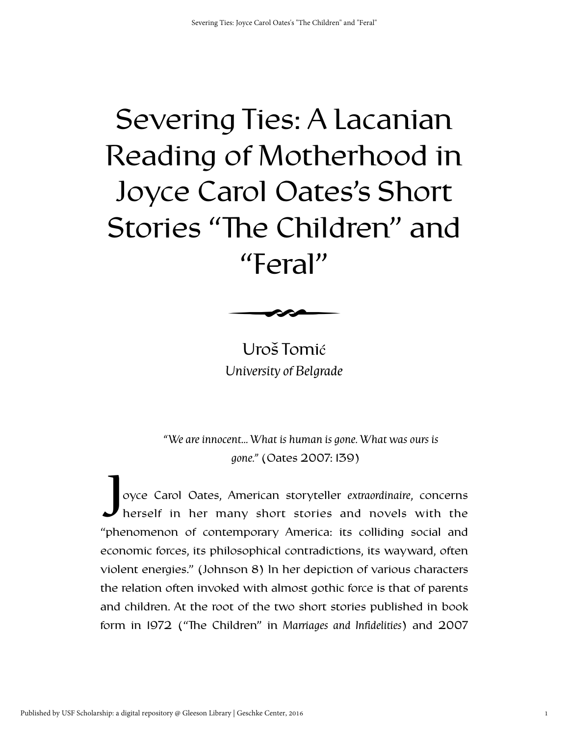# Severing Ties: A Lacanian Reading of Motherhood in Joyce Carol Oates's Short Stories "The Children" and "Feral"

Uroš Tomić

*University of Belgrade*

> *"We are innocent... What is human is gone. What was ours is gone."* (Oates 2007: 139)

Joyce Carol Oates, American storyteller *extraordinaire*, concerns herself in her many short stories and novels with the "phenomenon of contemporary America: its colliding social and economic forces, its philosophical contradictions, its wayward, often violent energies." (Johnson 8) In her depiction of various characters the relation often invoked with almost gothic force is that of parents and children. At the root of the two short stories published in book form in 1972 ("The Children" in *Marriages and Infidelities*) and 2007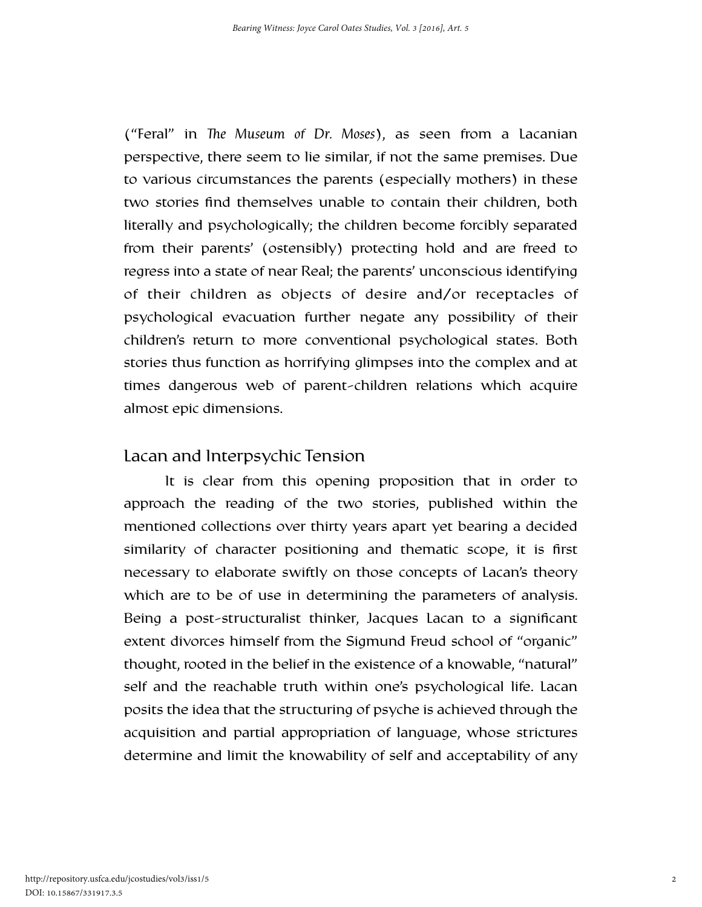("Feral" in *The Museum of Dr. Moses*), as seen from a Lacanian perspective, there seem to lie similar, if not the same premises. Due to various circumstances the parents (especially mothers) in these two stories find themselves unable to contain their children, both literally and psychologically; the children become forcibly separated from their parents' (ostensibly) protecting hold and are freed to regress into a state of near Real; the parents' unconscious identifying of their children as objects of desire and/or receptacles of psychological evacuation further negate any possibility of their children's return to more conventional psychological states. Both stories thus function as horrifying glimpses into the complex and at times dangerous web of parent-children relations which acquire almost epic dimensions.

## Lacan and Interpsychic Tension

It is clear from this opening proposition that in order to approach the reading of the two stories, published within the mentioned collections over thirty years apart yet bearing a decided similarity of character positioning and thematic scope, it is first necessary to elaborate swiftly on those concepts of Lacan's theory which are to be of use in determining the parameters of analysis. Being a post-structuralist thinker, Jacques Lacan to a significant extent divorces himself from the Sigmund Freud school of "organic" thought, rooted in the belief in the existence of a knowable, "natural" self and the reachable truth within one's psychological life. Lacan posits the idea that the structuring of psyche is achieved through the acquisition and partial appropriation of language, whose strictures determine and limit the knowability of self and acceptability of any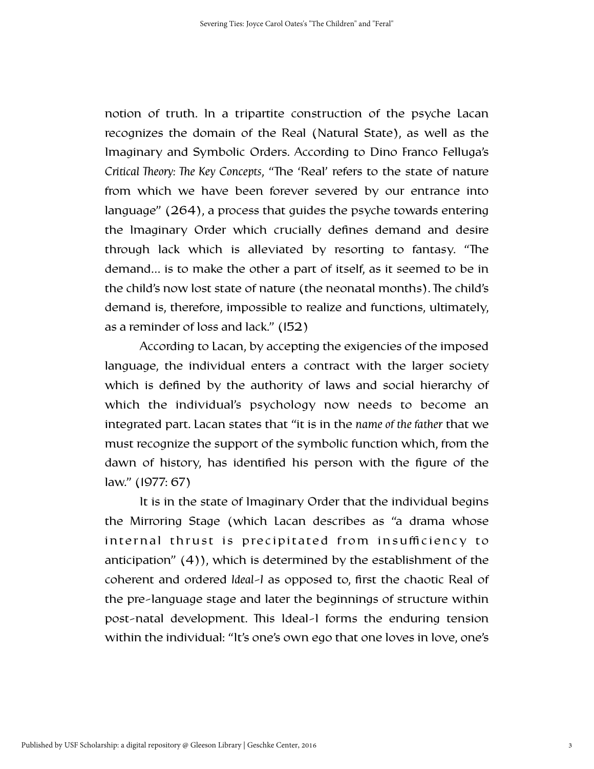notion of truth. In a tripartite construction of the psyche Lacan recognizes the domain of the Real (Natural State), as well as the Imaginary and Symbolic Orders. According to Dino Franco Felluga's *Critical Theory: The Key Concepts,* "The 'Real' refers to the state of nature from which we have been forever severed by our entrance into language" (264), a process that guides the psyche towards entering the Imaginary Order which crucially defines demand and desire through lack which is alleviated by resorting to fantasy. "The demand... is to make the other a part of itself, as it seemed to be in the child's now lost state of nature (the neonatal months). The child's demand is, therefore, impossible to realize and functions, ultimately, as a reminder of loss and lack." (152)

According to Lacan, by accepting the exigencies of the imposed language, the individual enters a contract with the larger society which is defined by the authority of laws and social hierarchy of which the individual's psychology now needs to become an integrated part. Lacan states that "it is in the *name of the father* that we must recognize the support of the symbolic function which, from the dawn of history, has identified his person with the figure of the law." (1977: 67)

It is in the state of Imaginary Order that the individual begins the Mirroring Stage (which Lacan describes as "a drama whose internal thrust is precipitated from insufficiency to anticipation" (4)), which is determined by the establishment of the coherent and ordered *Ideal-I* as opposed to, first the chaotic Real of the pre-language stage and later the beginnings of structure within post-natal development. This Ideal-I forms the enduring tension within the individual: "It's one's own ego that one loves in love, one's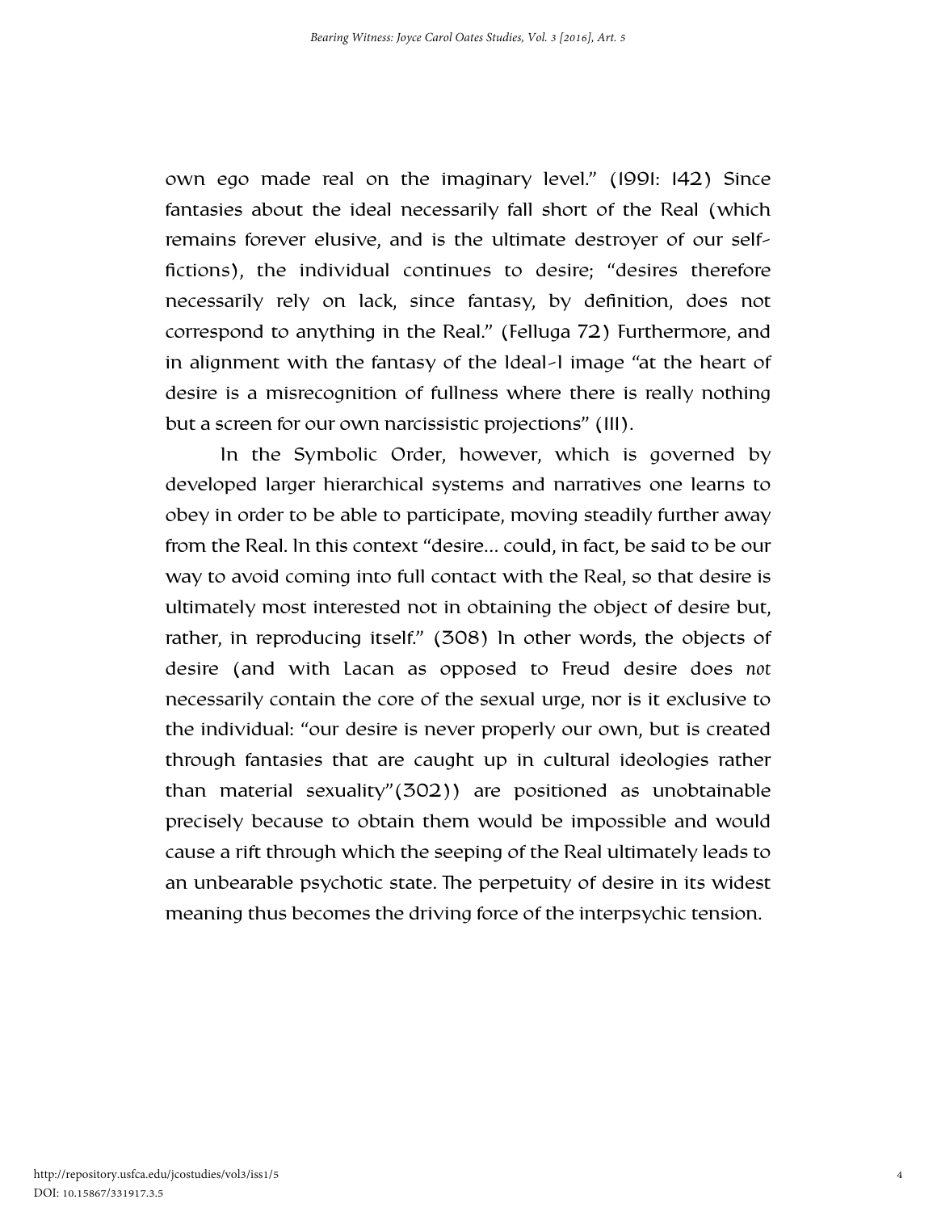own ego made real on the imaginary level." (1991: 142) Since fantasies about the ideal necessarily fall short of the Real (which remains forever elusive, and is the ultimate destroyer of our self-fictions), the individual continues to desire; "desires therefore necessarily rely on lack, since fantasy, by definition, does not correspond to anything in the Real." (Felluga 72) Furthermore, and in alignment with the fantasy of the Ideal-I image "at the heart of desire is a misrecognition of fullness where there is really nothing but a screen for our own narcissistic projections" (111).

In the Symbolic Order, however, which is governed by developed larger hierarchical systems and narratives one learns to obey in order to be able to participate, moving steadily further away from the Real. In this context "desire... could, in fact, be said to be our way to avoid coming into full contact with the Real, so that desire is ultimately most interested not in obtaining the object of desire but, rather, in reproducing itself." (308) In other words, the objects of desire (and with Lacan as opposed to Freud desire does *not* necessarily contain the core of the sexual urge, nor is it exclusive to the individual: "our desire is never properly our own, but is created through fantasies that are caught up in cultural ideologies rather than material sexuality"(302)) are positioned as unobtainable precisely because to obtain them would be impossible and would cause a rift through which the seeping of the Real ultimately leads to an unbearable psychotic state. The perpetuity of desire in its widest meaning thus becomes the driving force of the interpsychic tension.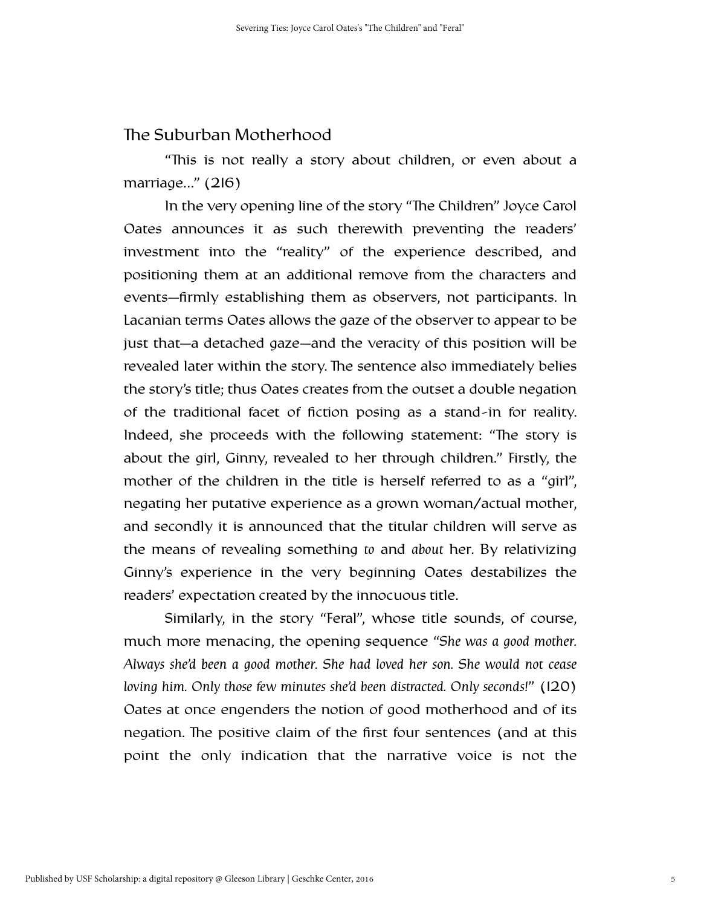## The Suburban Motherhood

"This is not really a story about children, or even about a marriage..." (216)

In the very opening line of the story "The Children" Joyce Carol Oates announces it as such therewith preventing the readers' investment into the "reality" of the experience described, and positioning them at an additional remove from the characters and events—firmly establishing them as observers, not participants. In Lacanian terms Oates allows the gaze of the observer to appear to be just that—a detached gaze—and the veracity of this position will be revealed later within the story. The sentence also immediately belies the story's title; thus Oates creates from the outset a double negation of the traditional facet of fiction posing as a stand-in for reality. Indeed, she proceeds with the following statement: "The story is about the girl, Ginny, revealed to her through children." Firstly, the mother of the children in the title is herself referred to as a "girl", negating her putative experience as a grown woman/actual mother, and secondly it is announced that the titular children will serve as the means of revealing something *to* and *about* her. By relativizing Ginny's experience in the very beginning Oates destabilizes the readers' expectation created by the innocuous title.

Similarly, in the story "Feral", whose title sounds, of course, much more menacing, the opening sequence *"She was a good mother. Always she'd been a good mother. She had loved her son. She would not cease loving him. Only those few minutes she'd been distracted. Only seconds!"* (120) Oates at once engenders the notion of good motherhood and of its negation. The positive claim of the first four sentences (and at this point the only indication that the narrative voice is not the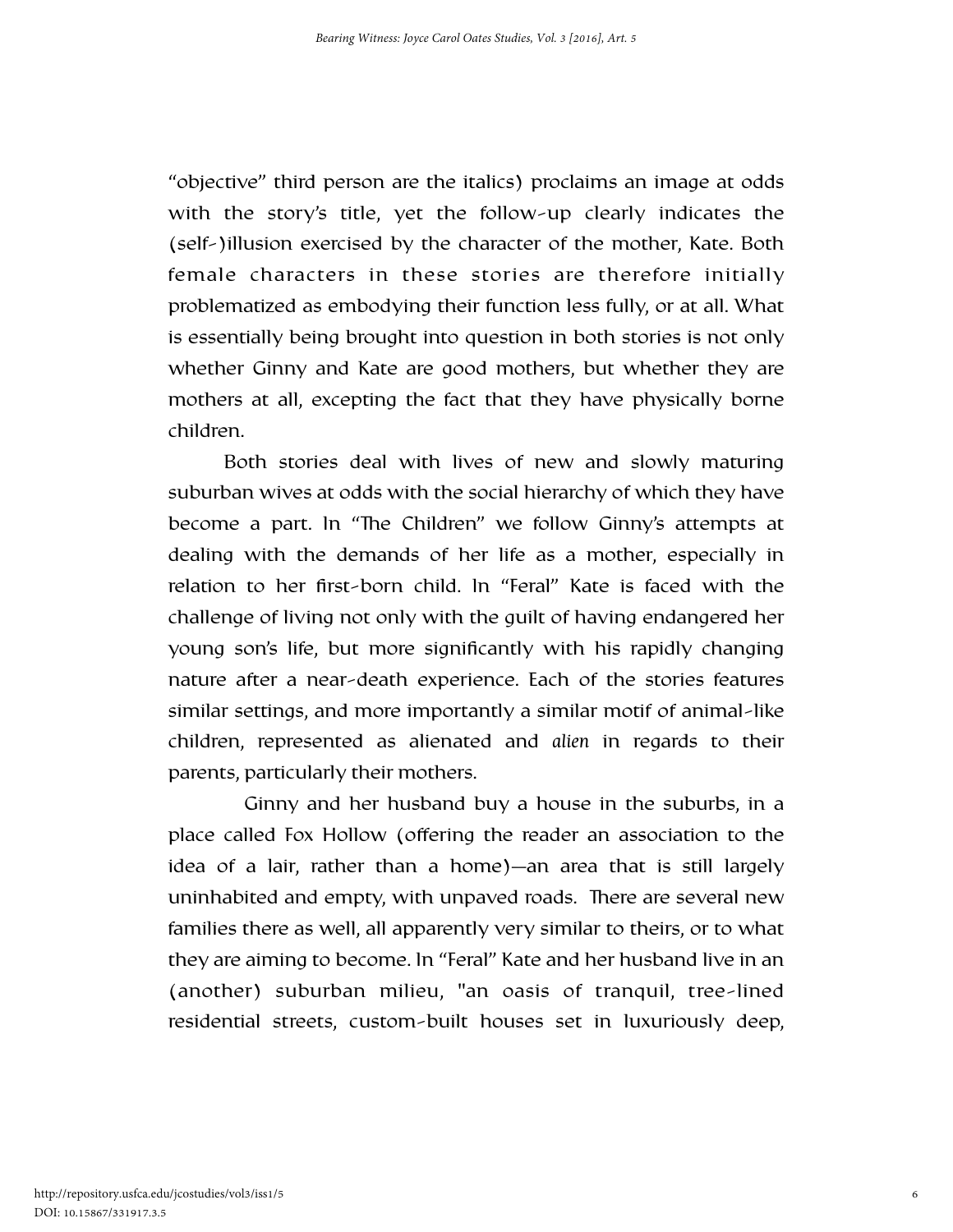"objective" third person are the italics) proclaims an image at odds with the story's title, yet the follow-up clearly indicates the (self-)illusion exercised by the character of the mother, Kate. Both female characters in these stories are therefore initially problematized as embodying their function less fully, or at all. What is essentially being brought into question in both stories is not only whether Ginny and Kate are good mothers, but whether they are mothers at all, excepting the fact that they have physically borne children.

Both stories deal with lives of new and slowly maturing suburban wives at odds with the social hierarchy of which they have become a part. In "The Children" we follow Ginny's attempts at dealing with the demands of her life as a mother, especially in relation to her first-born child. In "Feral" Kate is faced with the challenge of living not only with the guilt of having endangered her young son's life, but more significantly with his rapidly changing nature after a near-death experience. Each of the stories features similar settings, and more importantly a similar motif of animal-like children, represented as alienated and *alien* in regards to their parents, particularly their mothers.

Ginny and her husband buy a house in the suburbs, in a place called Fox Hollow (offering the reader an association to the idea of a lair, rather than a home)—an area that is still largely uninhabited and empty, with unpaved roads. There are several new families there as well, all apparently very similar to theirs, or to what they are aiming to become. In "Feral" Kate and her husband live in an (another) suburban milieu, "an oasis of tranquil, tree-lined residential streets, custom-built houses set in luxuriously deep,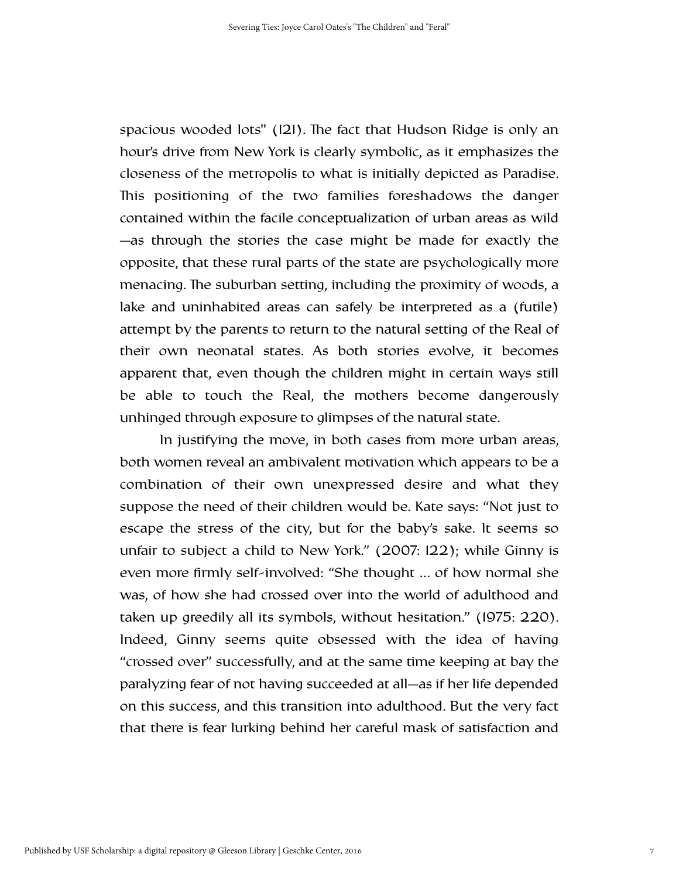spacious wooded lots" (121). The fact that Hudson Ridge is only an hour's drive from New York is clearly symbolic, as it emphasizes the closeness of the metropolis to what is initially depicted as Paradise. This positioning of the two families foreshadows the danger contained within the facile conceptualization of urban areas as wild —as through the stories the case might be made for exactly the opposite, that these rural parts of the state are psychologically more menacing. The suburban setting, including the proximity of woods, a lake and uninhabited areas can safely be interpreted as a (futile) attempt by the parents to return to the natural setting of the Real of their own neonatal states. As both stories evolve, it becomes apparent that, even though the children might in certain ways still be able to touch the Real, the mothers become dangerously unhinged through exposure to glimpses of the natural state.

In justifying the move, in both cases from more urban areas, both women reveal an ambivalent motivation which appears to be a combination of their own unexpressed desire and what they suppose the need of their children would be. Kate says: "Not just to escape the stress of the city, but for the baby's sake. It seems so unfair to subject a child to New York." (2007: 122); while Ginny is even more firmly self-involved: "She thought ... of how normal she was, of how she had crossed over into the world of adulthood and taken up greedily all its symbols, without hesitation." (1975: 220). Indeed, Ginny seems quite obsessed with the idea of having "crossed over" successfully, and at the same time keeping at bay the paralyzing fear of not having succeeded at all—as if her life depended on this success, and this transition into adulthood. But the very fact that there is fear lurking behind her careful mask of satisfaction and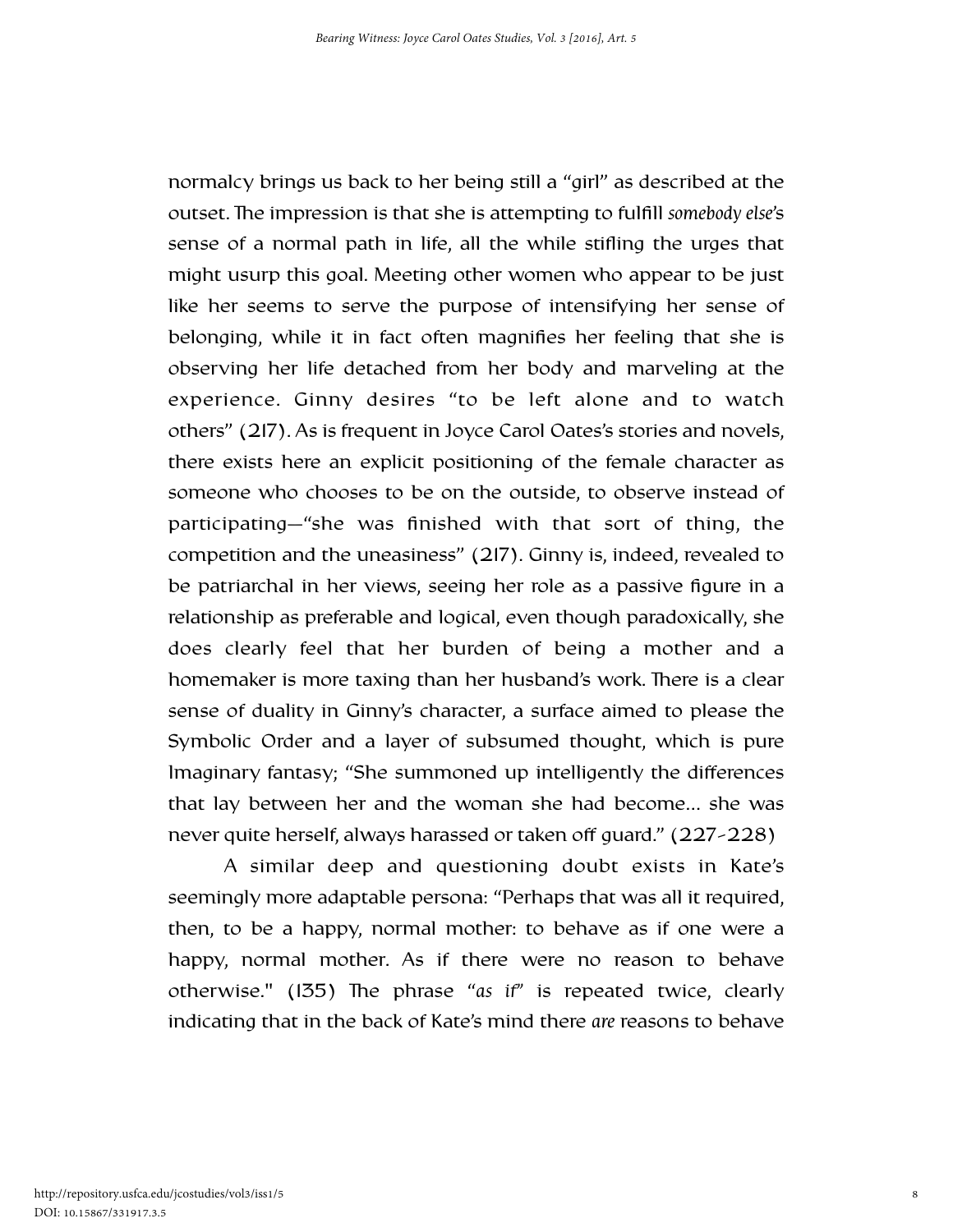normalcy brings us back to her being still a "girl" as described at the outset. The impression is that she is attempting to fulfill *somebody else*'s sense of a normal path in life, all the while stifling the urges that might usurp this goal. Meeting other women who appear to be just like her seems to serve the purpose of intensifying her sense of belonging, while it in fact often magnifies her feeling that she is observing her life detached from her body and marveling at the experience. Ginny desires "to be left alone and to watch others" (217). As is frequent in Joyce Carol Oates's stories and novels, there exists here an explicit positioning of the female character as someone who chooses to be on the outside, to observe instead of participating—"she was finished with that sort of thing, the competition and the uneasiness" (217). Ginny is, indeed, revealed to be patriarchal in her views, seeing her role as a passive figure in a relationship as preferable and logical, even though paradoxically, she does clearly feel that her burden of being a mother and a homemaker is more taxing than her husband's work. There is a clear sense of duality in Ginny's character, a surface aimed to please the Symbolic Order and a layer of subsumed thought, which is pure Imaginary fantasy; "She summoned up intelligently the differences that lay between her and the woman she had become... she was never quite herself, always harassed or taken off guard." (227-228)

A similar deep and questioning doubt exists in Kate's seemingly more adaptable persona: "Perhaps that was all it required, then, to be a happy, normal mother: to behave as if one were a happy, normal mother. As if there were no reason to behave otherwise." (135) The phrase "*as if*" is repeated twice, clearly indicating that in the back of Kate's mind there *are* reasons to behave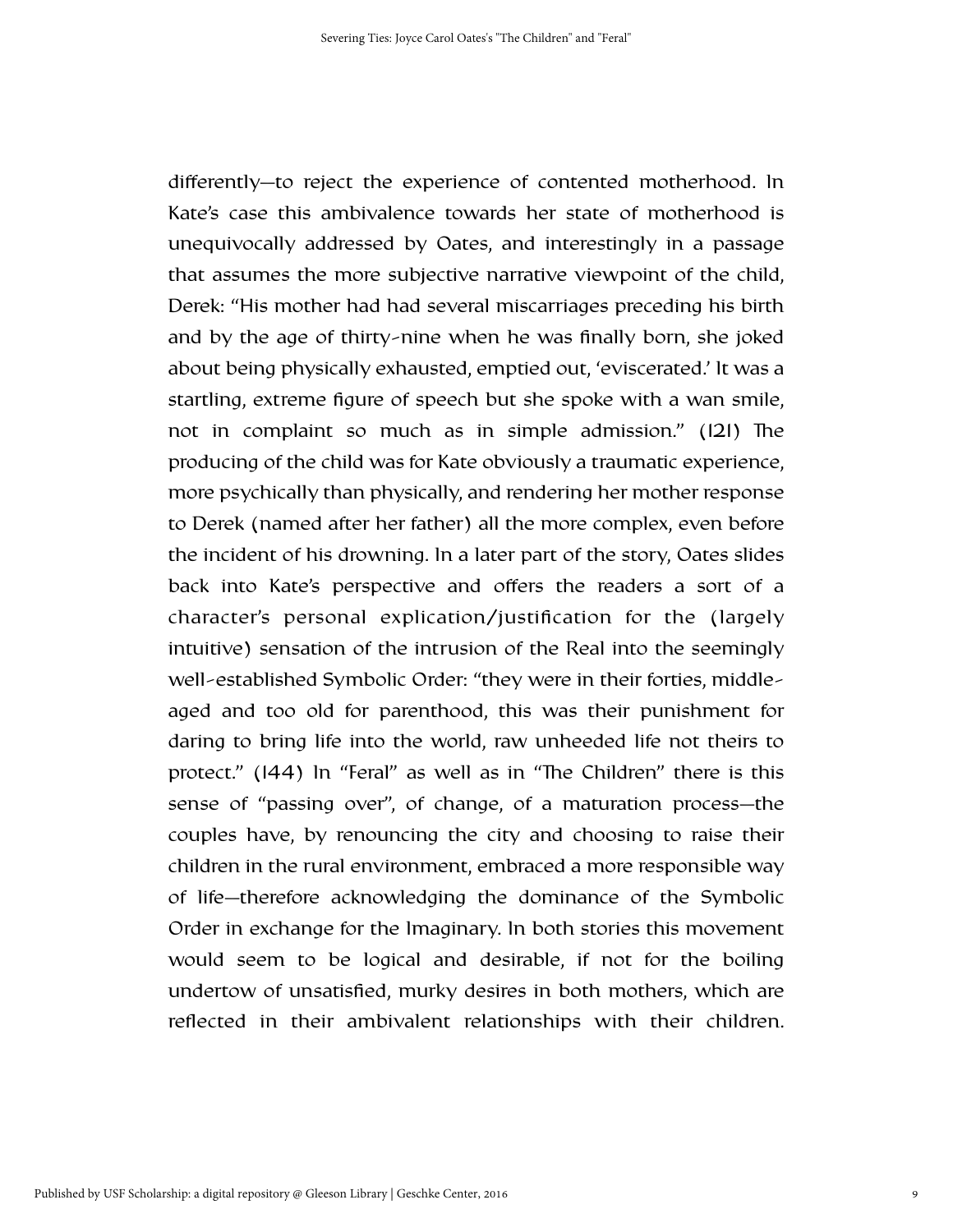differently—to reject the experience of contented motherhood. In Kate's case this ambivalence towards her state of motherhood is unequivocally addressed by Oates, and interestingly in a passage that assumes the more subjective narrative viewpoint of the child, Derek: "His mother had had several miscarriages preceding his birth and by the age of thirty-nine when he was finally born, she joked about being physically exhausted, emptied out, 'eviscerated.' It was a startling, extreme figure of speech but she spoke with a wan smile, not in complaint so much as in simple admission." (121) The producing of the child was for Kate obviously a traumatic experience, more psychically than physically, and rendering her mother response to Derek (named after her father) all the more complex, even before the incident of his drowning. In a later part of the story, Oates slides back into Kate's perspective and offers the readers a sort of a character's personal explication/justification for the (largely intuitive) sensation of the intrusion of the Real into the seemingly well-established Symbolic Order: "they were in their forties, middle-aged and too old for parenthood, this was their punishment for daring to bring life into the world, raw unheeded life not theirs to protect." (144) In "Feral" as well as in "The Children" there is this sense of "passing over", of change, of a maturation process—the couples have, by renouncing the city and choosing to raise their children in the rural environment, embraced a more responsible way of life—therefore acknowledging the dominance of the Symbolic Order in exchange for the Imaginary. In both stories this movement would seem to be logical and desirable, if not for the boiling undertow of unsatisfied, murky desires in both mothers, which are reflected in their ambivalent relationships with their children.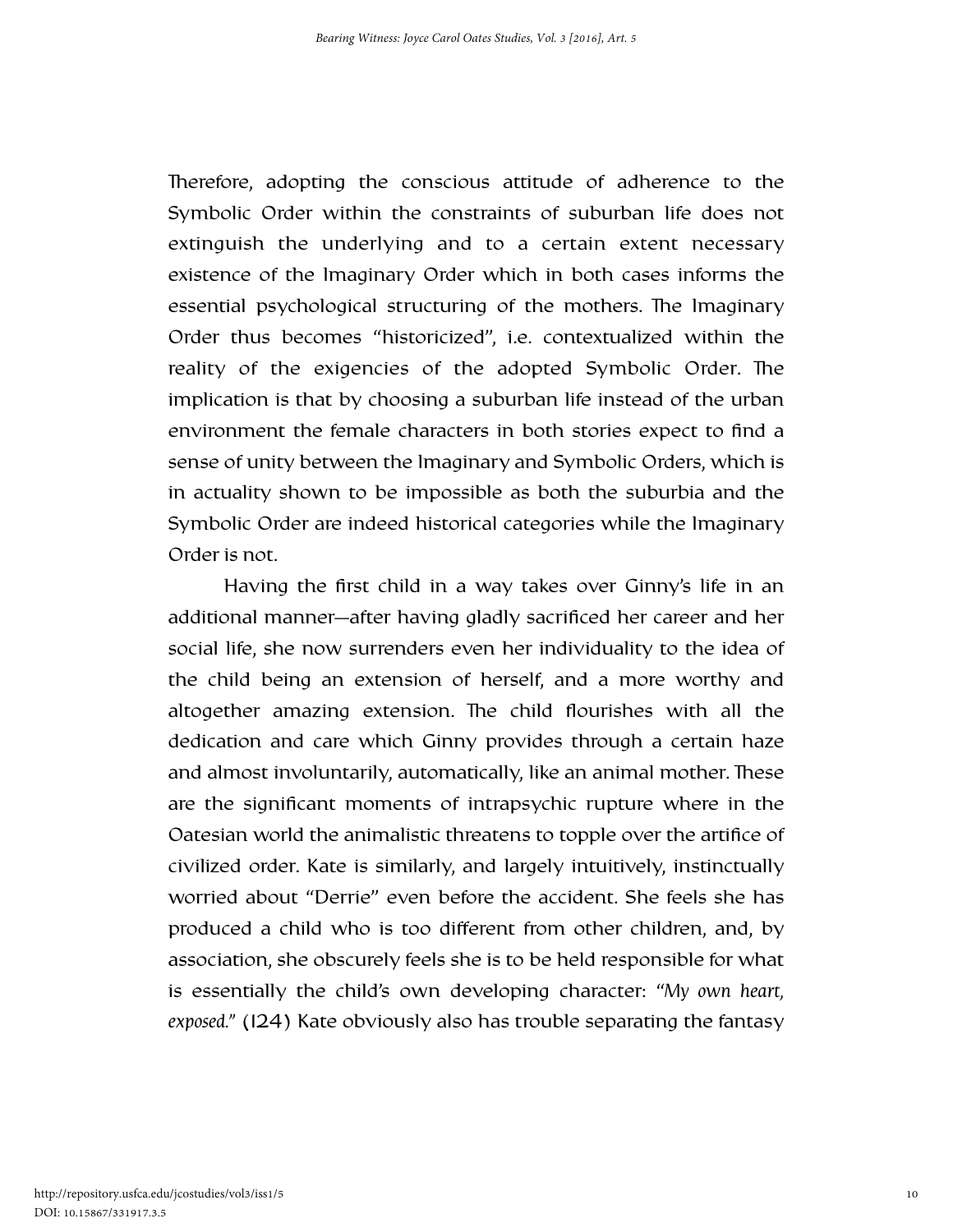Therefore, adopting the conscious attitude of adherence to the Symbolic Order within the constraints of suburban life does not extinguish the underlying and to a certain extent necessary existence of the Imaginary Order which in both cases informs the essential psychological structuring of the mothers. The Imaginary Order thus becomes "historicized", i.e. contextualized within the reality of the exigencies of the adopted Symbolic Order. The implication is that by choosing a suburban life instead of the urban environment the female characters in both stories expect to find a sense of unity between the Imaginary and Symbolic Orders, which is in actuality shown to be impossible as both the suburbia and the Symbolic Order are indeed historical categories while the Imaginary Order is not.

Having the first child in a way takes over Ginny's life in an additional manner—after having gladly sacrificed her career and her social life, she now surrenders even her individuality to the idea of the child being an extension of herself, and a more worthy and altogether amazing extension. The child flourishes with all the dedication and care which Ginny provides through a certain haze and almost involuntarily, automatically, like an animal mother. These are the significant moments of intrapsychic rupture where in the Oatesian world the animalistic threatens to topple over the artifice of civilized order. Kate is similarly, and largely intuitively, instinctually worried about "Derrie" even before the accident. She feels she has produced a child who is too different from other children, and, by association, she obscurely feels she is to be held responsible for what is essentially the child's own developing character: *"My own heart, exposed."* (124) Kate obviously also has trouble separating the fantasy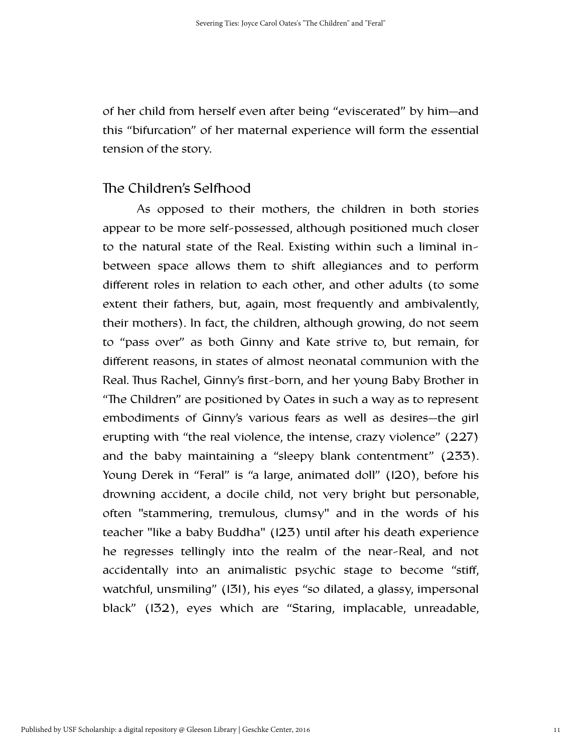of her child from herself even after being “eviscerated” by him—and this “bifurcation” of her maternal experience will form the essential tension of the story.

## The Children’s Selfhood

As opposed to their mothers, the children in both stories appear to be more self-possessed, although positioned much closer to the natural state of the Real. Existing within such a liminal in-between space allows them to shift allegiances and to perform different roles in relation to each other, and other adults (to some extent their fathers, but, again, most frequently and ambivalently, their mothers). In fact, the children, although growing, do not seem to “pass over” as both Ginny and Kate strive to, but remain, for different reasons, in states of almost neonatal communion with the Real. Thus Rachel, Ginny’s first-born, and her young Baby Brother in “The Children” are positioned by Oates in such a way as to represent embodiments of Ginny’s various fears as well as desires—the girl erupting with “the real violence, the intense, crazy violence” (227) and the baby maintaining a “sleepy blank contentment” (233). Young Derek in “Feral” is “a large, animated doll” (120), before his drowning accident, a docile child, not very bright but personable, often "stammering, tremulous, clumsy" and in the words of his teacher "like a baby Buddha" (123) until after his death experience he regresses tellingly into the realm of the near-Real, and not accidentally into an animalistic psychic stage to become “stiff, watchful, unsmiling” (131), his eyes “so dilated, a glassy, impersonal black” (132), eyes which are “Staring, implacable, unreadable,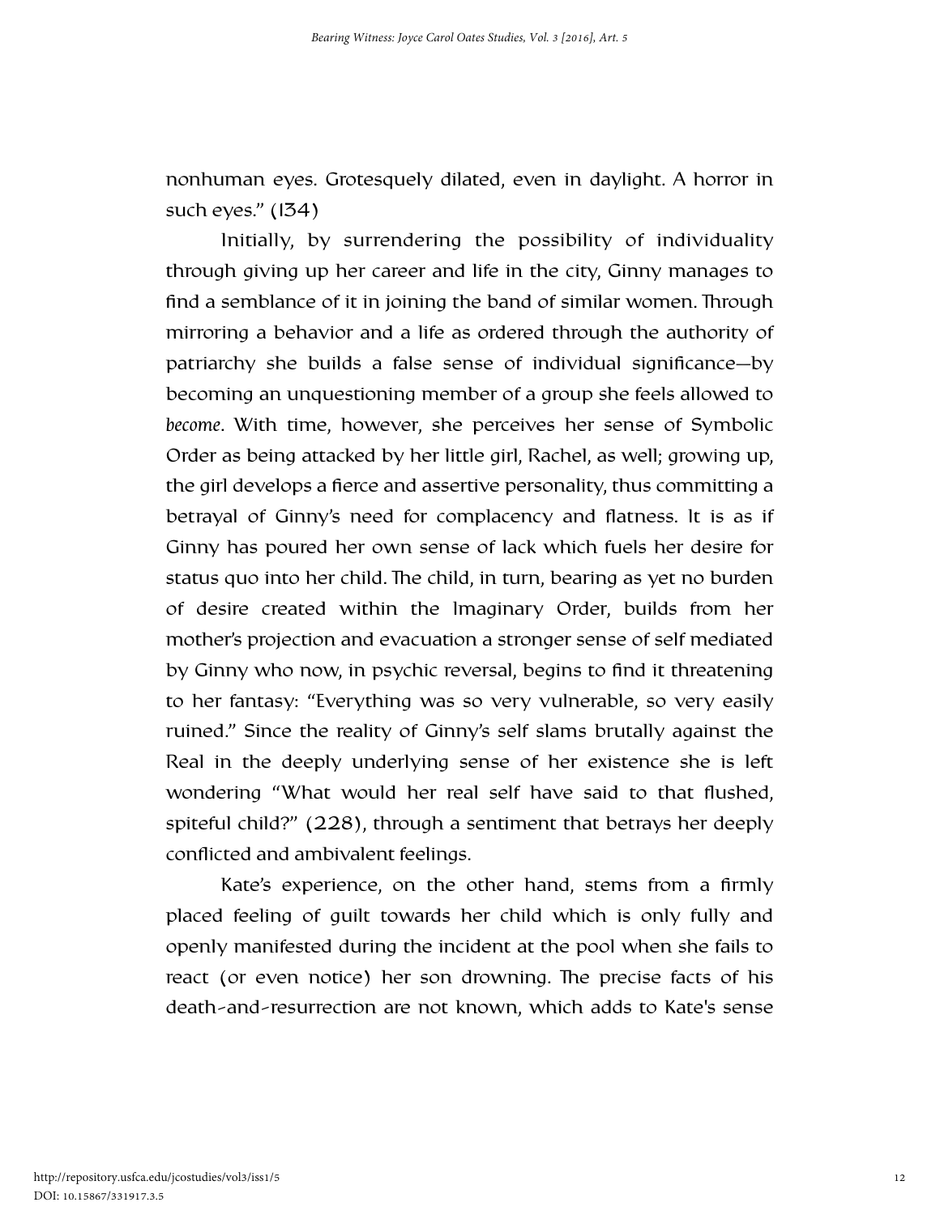nonhuman eyes. Grotesquely dilated, even in daylight. A horror in such eyes." (134)

Initially, by surrendering the possibility of individuality through giving up her career and life in the city, Ginny manages to find a semblance of it in joining the band of similar women. Through mirroring a behavior and a life as ordered through the authority of patriarchy she builds a false sense of individual significance—by becoming an unquestioning member of a group she feels allowed to *become*. With time, however, she perceives her sense of Symbolic Order as being attacked by her little girl, Rachel, as well; growing up, the girl develops a fierce and assertive personality, thus committing a betrayal of Ginny's need for complacency and flatness. It is as if Ginny has poured her own sense of lack which fuels her desire for status quo into her child. The child, in turn, bearing as yet no burden of desire created within the Imaginary Order, builds from her mother's projection and evacuation a stronger sense of self mediated by Ginny who now, in psychic reversal, begins to find it threatening to her fantasy: "Everything was so very vulnerable, so very easily ruined." Since the reality of Ginny's self slams brutally against the Real in the deeply underlying sense of her existence she is left wondering "What would her real self have said to that flushed, spiteful child?" (228), through a sentiment that betrays her deeply conflicted and ambivalent feelings.

Kate's experience, on the other hand, stems from a firmly placed feeling of guilt towards her child which is only fully and openly manifested during the incident at the pool when she fails to react (or even notice) her son drowning. The precise facts of his death-and-resurrection are not known, which adds to Kate's sense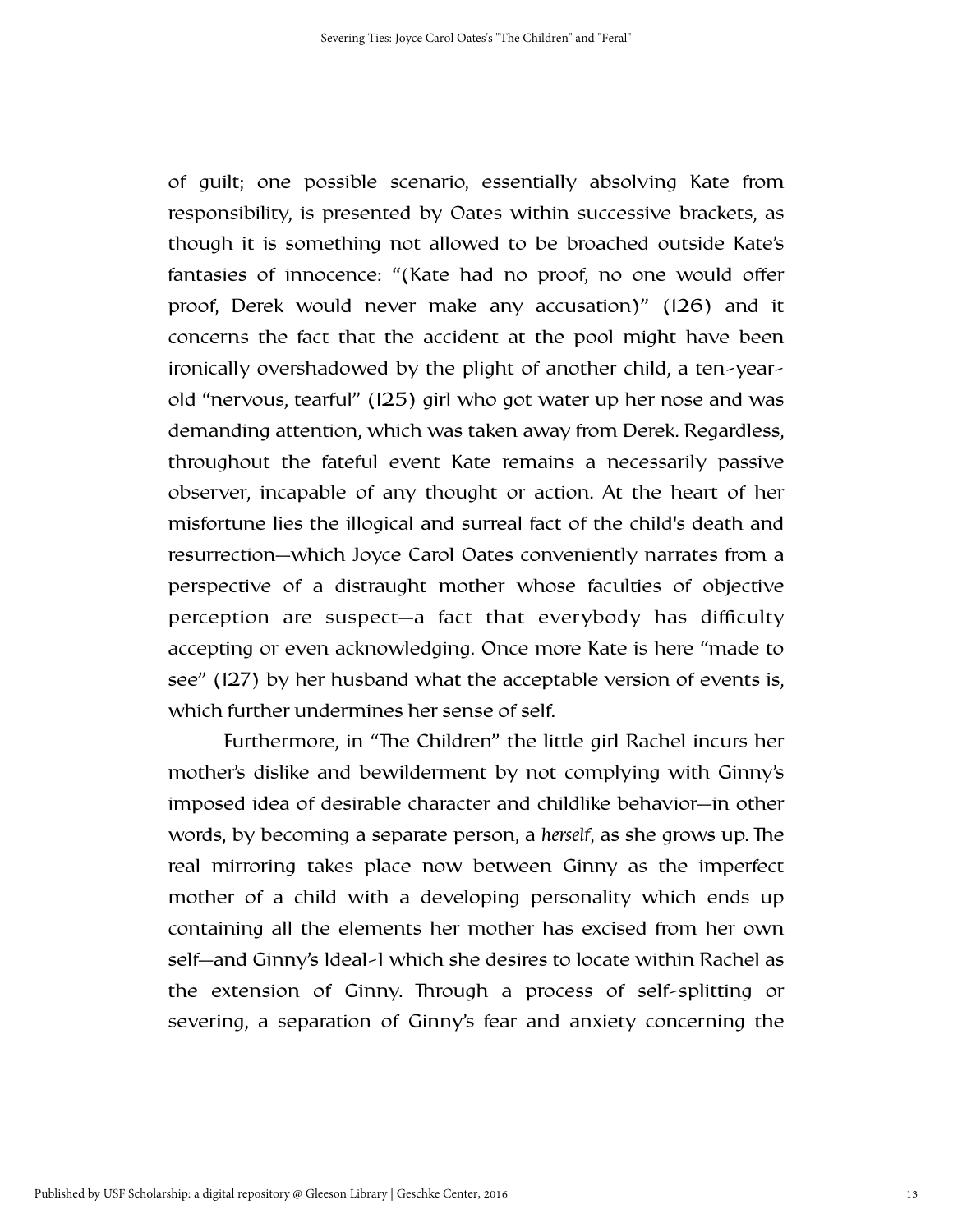of guilt; one possible scenario, essentially absolving Kate from responsibility, is presented by Oates within successive brackets, as though it is something not allowed to be broached outside Kate's fantasies of innocence: "(Kate had no proof, no one would offer proof, Derek would never make any accusation)" (126) and it concerns the fact that the accident at the pool might have been ironically overshadowed by the plight of another child, a ten-year-old "nervous, tearful" (125) girl who got water up her nose and was demanding attention, which was taken away from Derek. Regardless, throughout the fateful event Kate remains a necessarily passive observer, incapable of any thought or action. At the heart of her misfortune lies the illogical and surreal fact of the child's death and resurrection—which Joyce Carol Oates conveniently narrates from a perspective of a distraught mother whose faculties of objective perception are suspect—a fact that everybody has difficulty accepting or even acknowledging. Once more Kate is here "made to see" (127) by her husband what the acceptable version of events is, which further undermines her sense of self.

Furthermore, in "The Children" the little girl Rachel incurs her mother's dislike and bewilderment by not complying with Ginny's imposed idea of desirable character and childlike behavior—in other words, by becoming a separate person, a *herself*, as she grows up. The real mirroring takes place now between Ginny as the imperfect mother of a child with a developing personality which ends up containing all the elements her mother has excised from her own self—and Ginny's Ideal-I which she desires to locate within Rachel as the extension of Ginny. Through a process of self-splitting or severing, a separation of Ginny's fear and anxiety concerning the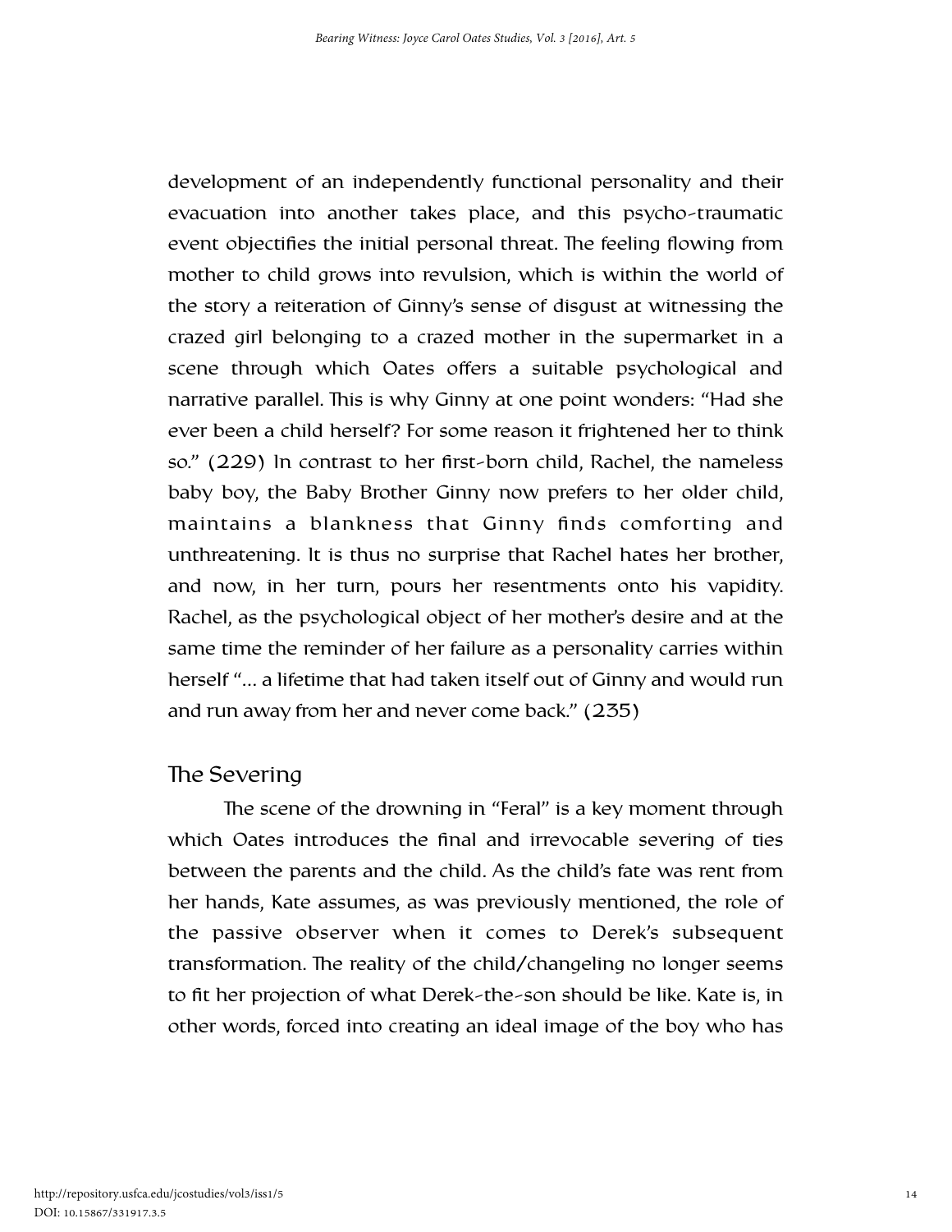development of an independently functional personality and their evacuation into another takes place, and this psycho-traumatic event objectifies the initial personal threat. The feeling flowing from mother to child grows into revulsion, which is within the world of the story a reiteration of Ginny's sense of disgust at witnessing the crazed girl belonging to a crazed mother in the supermarket in a scene through which Oates offers a suitable psychological and narrative parallel. This is why Ginny at one point wonders: "Had she ever been a child herself? For some reason it frightened her to think so." (229) In contrast to her first-born child, Rachel, the nameless baby boy, the Baby Brother Ginny now prefers to her older child, maintains a blankness that Ginny finds comforting and unthreatening. It is thus no surprise that Rachel hates her brother, and now, in her turn, pours her resentments onto his vapidity. Rachel, as the psychological object of her mother's desire and at the same time the reminder of her failure as a personality carries within herself "… a lifetime that had taken itself out of Ginny and would run and run away from her and never come back." (235)

## The Severing

The scene of the drowning in "Feral" is a key moment through which Oates introduces the final and irrevocable severing of ties between the parents and the child. As the child's fate was rent from her hands, Kate assumes, as was previously mentioned, the role of the passive observer when it comes to Derek's subsequent transformation. The reality of the child/changeling no longer seems to fit her projection of what Derek-the-son should be like. Kate is, in other words, forced into creating an ideal image of the boy who has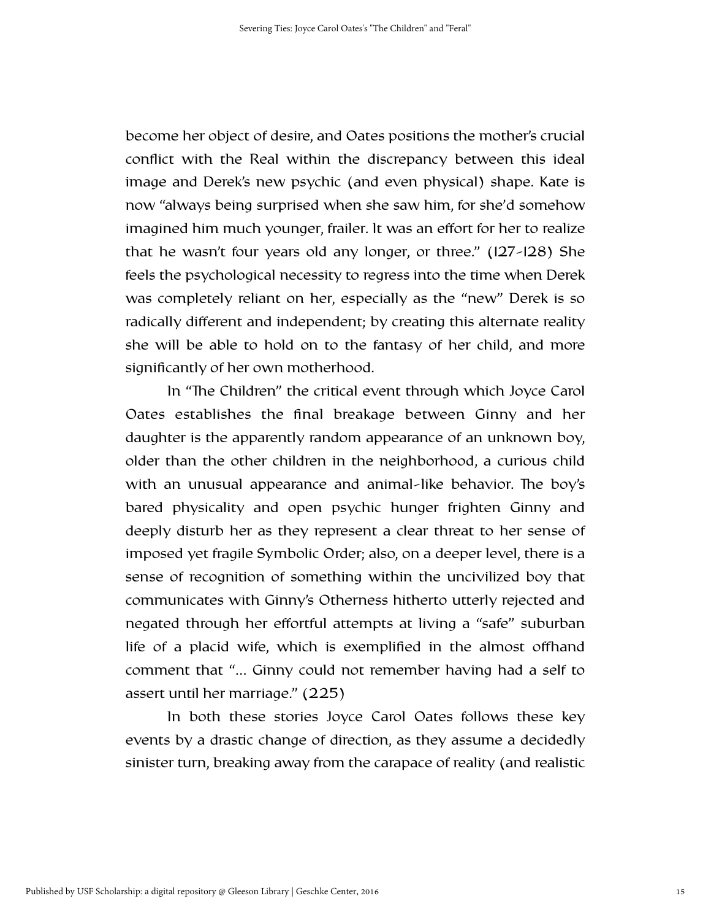become her object of desire, and Oates positions the mother's crucial conflict with the Real within the discrepancy between this ideal image and Derek's new psychic (and even physical) shape. Kate is now "always being surprised when she saw him, for she'd somehow imagined him much younger, frailer. It was an effort for her to realize that he wasn't four years old any longer, or three." (127-128) She feels the psychological necessity to regress into the time when Derek was completely reliant on her, especially as the "new" Derek is so radically different and independent; by creating this alternate reality she will be able to hold on to the fantasy of her child, and more significantly of her own motherhood.

In "The Children" the critical event through which Joyce Carol Oates establishes the final breakage between Ginny and her daughter is the apparently random appearance of an unknown boy, older than the other children in the neighborhood, a curious child with an unusual appearance and animal-like behavior. The boy's bared physicality and open psychic hunger frighten Ginny and deeply disturb her as they represent a clear threat to her sense of imposed yet fragile Symbolic Order; also, on a deeper level, there is a sense of recognition of something within the uncivilized boy that communicates with Ginny's Otherness hitherto utterly rejected and negated through her effortful attempts at living a "safe" suburban life of a placid wife, which is exemplified in the almost offhand comment that "... Ginny could not remember having had a self to assert until her marriage." (225)

In both these stories Joyce Carol Oates follows these key events by a drastic change of direction, as they assume a decidedly sinister turn, breaking away from the carapace of reality (and realistic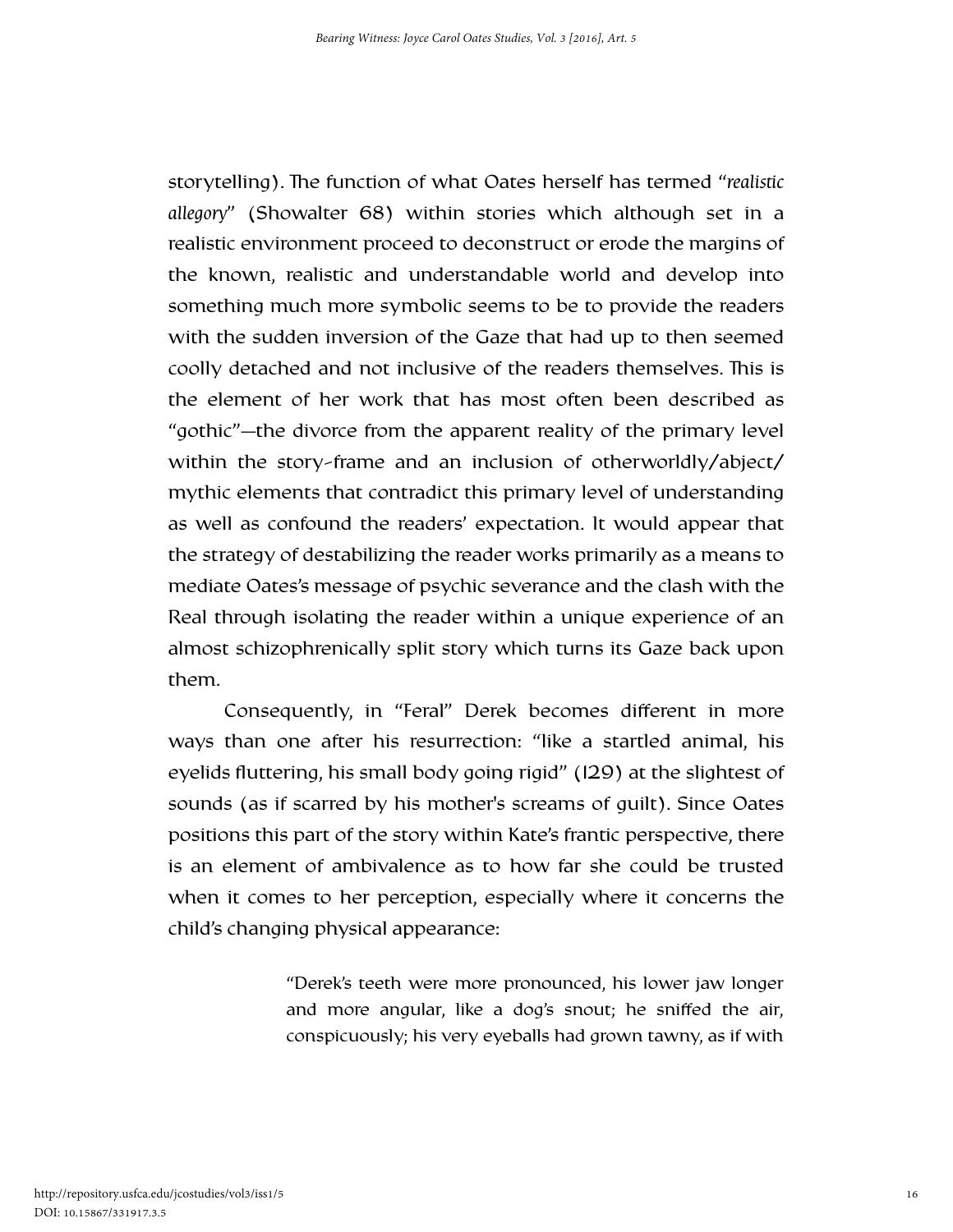storytelling). The function of what Oates herself has termed "*realistic allegory*" (Showalter 68) within stories which although set in a realistic environment proceed to deconstruct or erode the margins of the known, realistic and understandable world and develop into something much more symbolic seems to be to provide the readers with the sudden inversion of the Gaze that had up to then seemed coolly detached and not inclusive of the readers themselves. This is the element of her work that has most often been described as "gothic"—the divorce from the apparent reality of the primary level within the story-frame and an inclusion of otherworldly/abject/ mythic elements that contradict this primary level of understanding as well as confound the readers' expectation. It would appear that the strategy of destabilizing the reader works primarily as a means to mediate Oates's message of psychic severance and the clash with the Real through isolating the reader within a unique experience of an almost schizophrenically split story which turns its Gaze back upon them.

Consequently, in "Feral" Derek becomes different in more ways than one after his resurrection: "like a startled animal, his eyelids fluttering, his small body going rigid" (129) at the slightest of sounds (as if scarred by his mother's screams of guilt). Since Oates positions this part of the story within Kate's frantic perspective, there is an element of ambivalence as to how far she could be trusted when it comes to her perception, especially where it concerns the child's changing physical appearance:

> "Derek's teeth were more pronounced, his lower jaw longer and more angular, like a dog's snout; he sniffed the air, conspicuously; his very eyeballs had grown tawny, as if with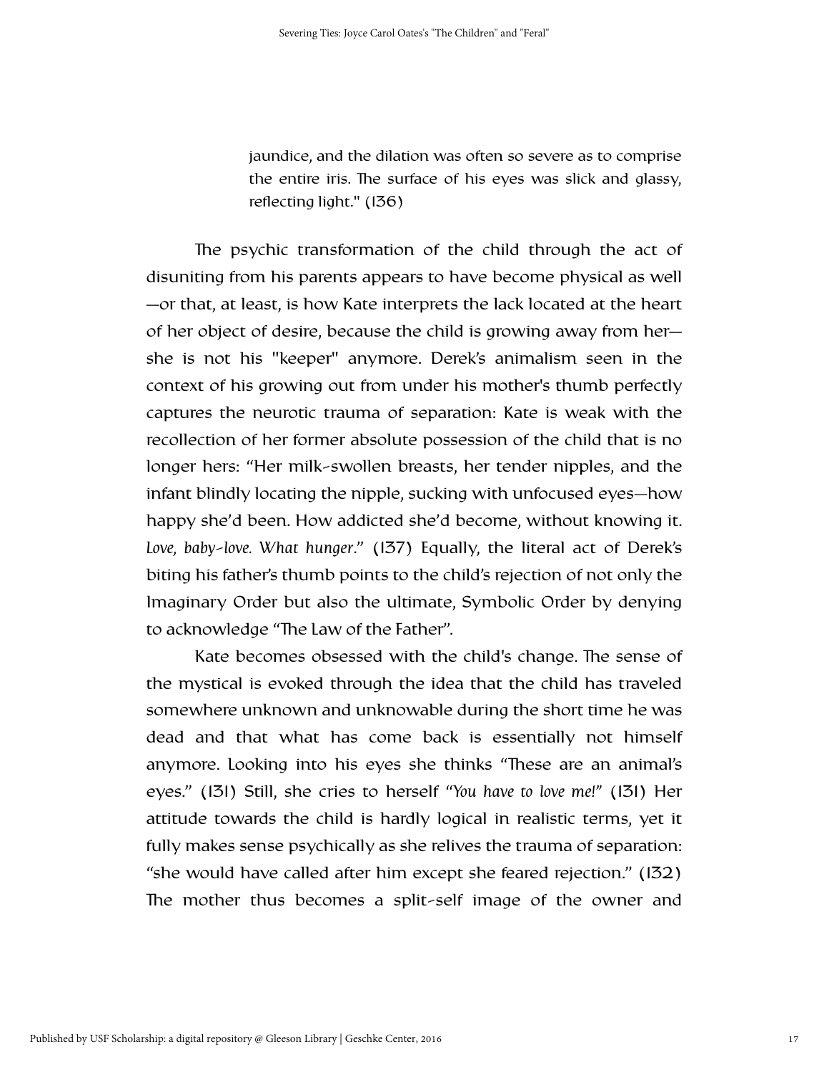> jaundice, and the dilation was often so severe as to comprise the entire iris. The surface of his eyes was slick and glassy, reflecting light." (136)

The psychic transformation of the child through the act of disuniting from his parents appears to have become physical as well —or that, at least, is how Kate interprets the lack located at the heart of her object of desire, because the child is growing away from her— she is not his "keeper" anymore. Derek's animalism seen in the context of his growing out from under his mother's thumb perfectly captures the neurotic trauma of separation: Kate is weak with the recollection of her former absolute possession of the child that is no longer hers: "Her milk-swollen breasts, her tender nipples, and the infant blindly locating the nipple, sucking with unfocused eyes—how happy she'd been. How addicted she'd become, without knowing it. *Love, baby-love. What hunger*." (137) Equally, the literal act of Derek's biting his father's thumb points to the child's rejection of not only the Imaginary Order but also the ultimate, Symbolic Order by denying to acknowledge "The Law of the Father".

Kate becomes obsessed with the child's change. The sense of the mystical is evoked through the idea that the child has traveled somewhere unknown and unknowable during the short time he was dead and that what has come back is essentially not himself anymore. Looking into his eyes she thinks "These are an animal's eyes." (131) Still, she cries to herself "*You have to love me!*" (131) Her attitude towards the child is hardly logical in realistic terms, yet it fully makes sense psychically as she relives the trauma of separation: "she would have called after him except she feared rejection." (132) The mother thus becomes a split-self image of the owner and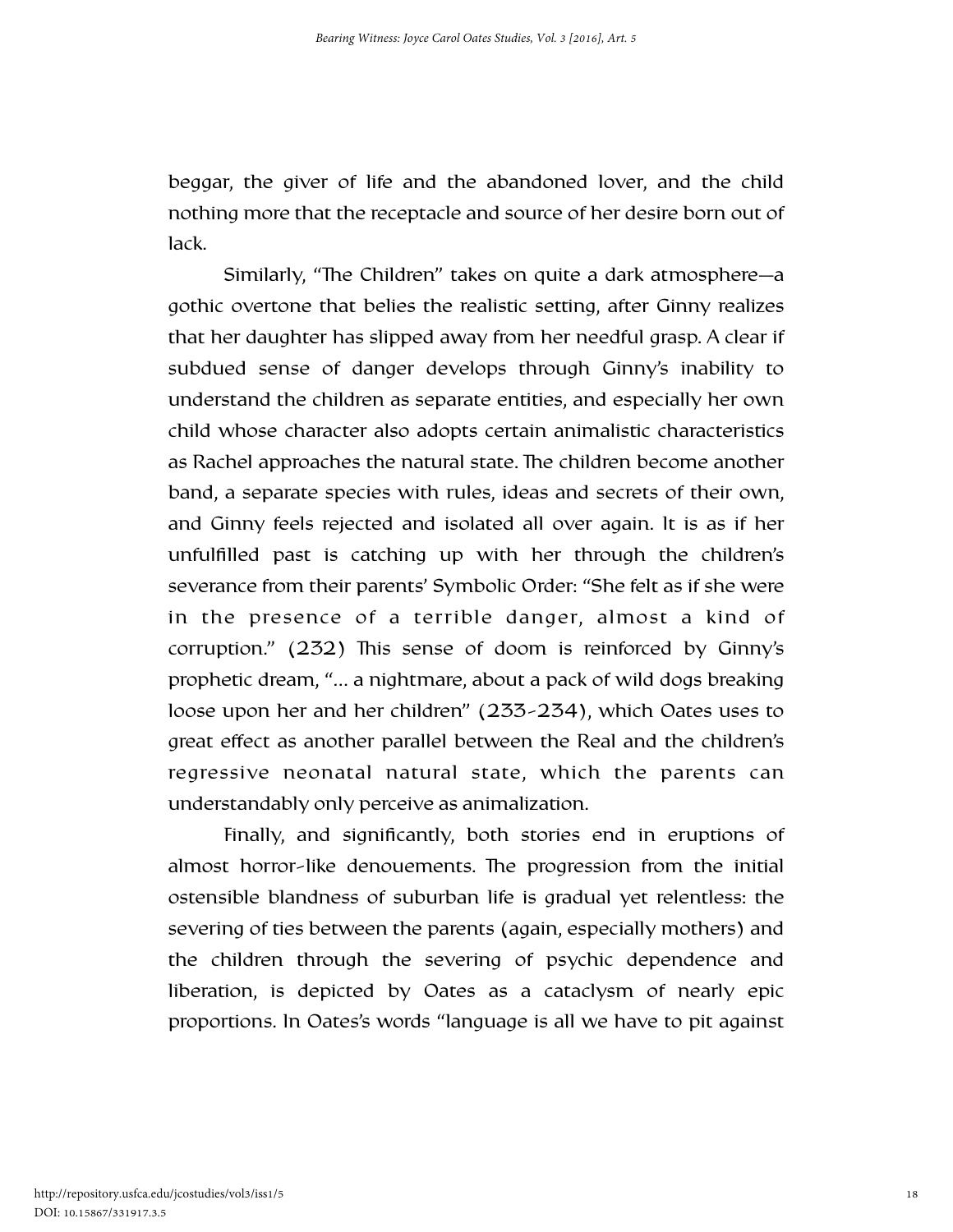beggar, the giver of life and the abandoned lover, and the child nothing more that the receptacle and source of her desire born out of lack.

Similarly, "The Children" takes on quite a dark atmosphere—a gothic overtone that belies the realistic setting, after Ginny realizes that her daughter has slipped away from her needful grasp. A clear if subdued sense of danger develops through Ginny's inability to understand the children as separate entities, and especially her own child whose character also adopts certain animalistic characteristics as Rachel approaches the natural state. The children become another band, a separate species with rules, ideas and secrets of their own, and Ginny feels rejected and isolated all over again. It is as if her unfulfilled past is catching up with her through the children's severance from their parents' Symbolic Order: "She felt as if she were in the presence of a terrible danger, almost a kind of corruption." (232) This sense of doom is reinforced by Ginny's prophetic dream, "… a nightmare, about a pack of wild dogs breaking loose upon her and her children" (233-234), which Oates uses to great effect as another parallel between the Real and the children's regressive neonatal natural state, which the parents can understandably only perceive as animalization.

Finally, and significantly, both stories end in eruptions of almost horror-like denouements. The progression from the initial ostensible blandness of suburban life is gradual yet relentless: the severing of ties between the parents (again, especially mothers) and the children through the severing of psychic dependence and liberation, is depicted by Oates as a cataclysm of nearly epic proportions. In Oates's words "language is all we have to pit against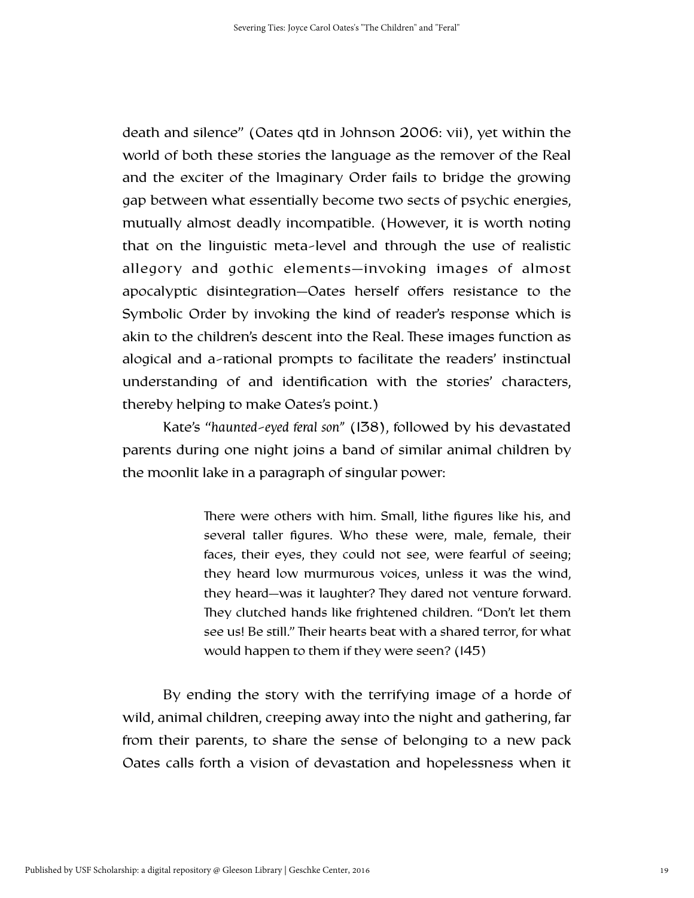death and silence" (Oates qtd in Johnson 2006: vii), yet within the world of both these stories the language as the remover of the Real and the exciter of the Imaginary Order fails to bridge the growing gap between what essentially become two sects of psychic energies, mutually almost deadly incompatible. (However, it is worth noting that on the linguistic meta-level and through the use of realistic allegory and gothic elements—invoking images of almost apocalyptic disintegration—Oates herself offers resistance to the Symbolic Order by invoking the kind of reader's response which is akin to the children's descent into the Real. These images function as alogical and a-rational prompts to facilitate the readers' instinctual understanding of and identification with the stories' characters, thereby helping to make Oates's point.)

Kate's "*haunted-eyed feral son*" (138), followed by his devastated parents during one night joins a band of similar animal children by the moonlit lake in a paragraph of singular power:

> There were others with him. Small, lithe figures like his, and several taller figures. Who these were, male, female, their faces, their eyes, they could not see, were fearful of seeing; they heard low murmurous voices, unless it was the wind, they heard—was it laughter? They dared not venture forward. They clutched hands like frightened children. "Don't let them see us! Be still." Their hearts beat with a shared terror, for what would happen to them if they were seen? (145)

By ending the story with the terrifying image of a horde of wild, animal children, creeping away into the night and gathering, far from their parents, to share the sense of belonging to a new pack Oates calls forth a vision of devastation and hopelessness when it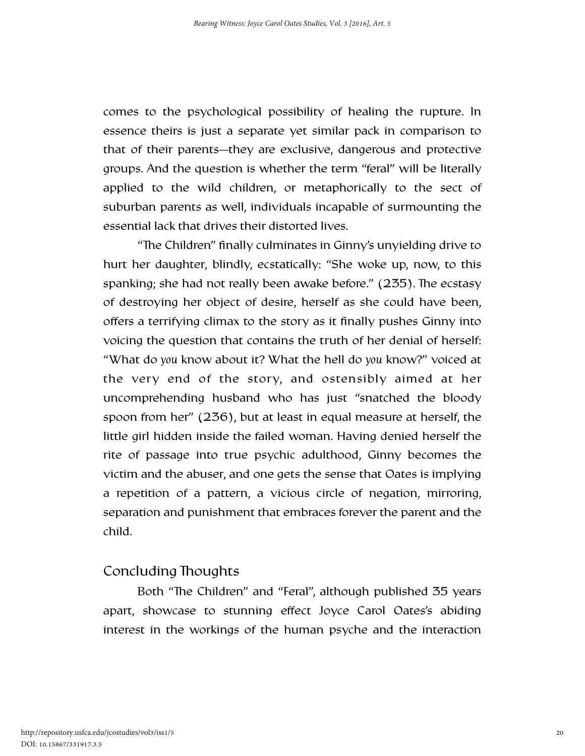comes to the psychological possibility of healing the rupture. In essence theirs is just a separate yet similar pack in comparison to that of their parents—they are exclusive, dangerous and protective groups. And the question is whether the term "feral" will be literally applied to the wild children, or metaphorically to the sect of suburban parents as well, individuals incapable of surmounting the essential lack that drives their distorted lives.

"The Children" finally culminates in Ginny's unyielding drive to hurt her daughter, blindly, ecstatically: "She woke up, now, to this spanking; she had not really been awake before." (235). The ecstasy of destroying her object of desire, herself as she could have been, offers a terrifying climax to the story as it finally pushes Ginny into voicing the question that contains the truth of her denial of herself: "What do *you* know about it? What the hell do *you* know?" voiced at the very end of the story, and ostensibly aimed at her uncomprehending husband who has just "snatched the bloody spoon from her" (236), but at least in equal measure at herself, the little girl hidden inside the failed woman. Having denied herself the rite of passage into true psychic adulthood, Ginny becomes the victim and the abuser, and one gets the sense that Oates is implying a repetition of a pattern, a vicious circle of negation, mirroring, separation and punishment that embraces forever the parent and the child.

## Concluding Thoughts

Both "The Children" and "Feral", although published 35 years apart, showcase to stunning effect Joyce Carol Oates's abiding interest in the workings of the human psyche and the interaction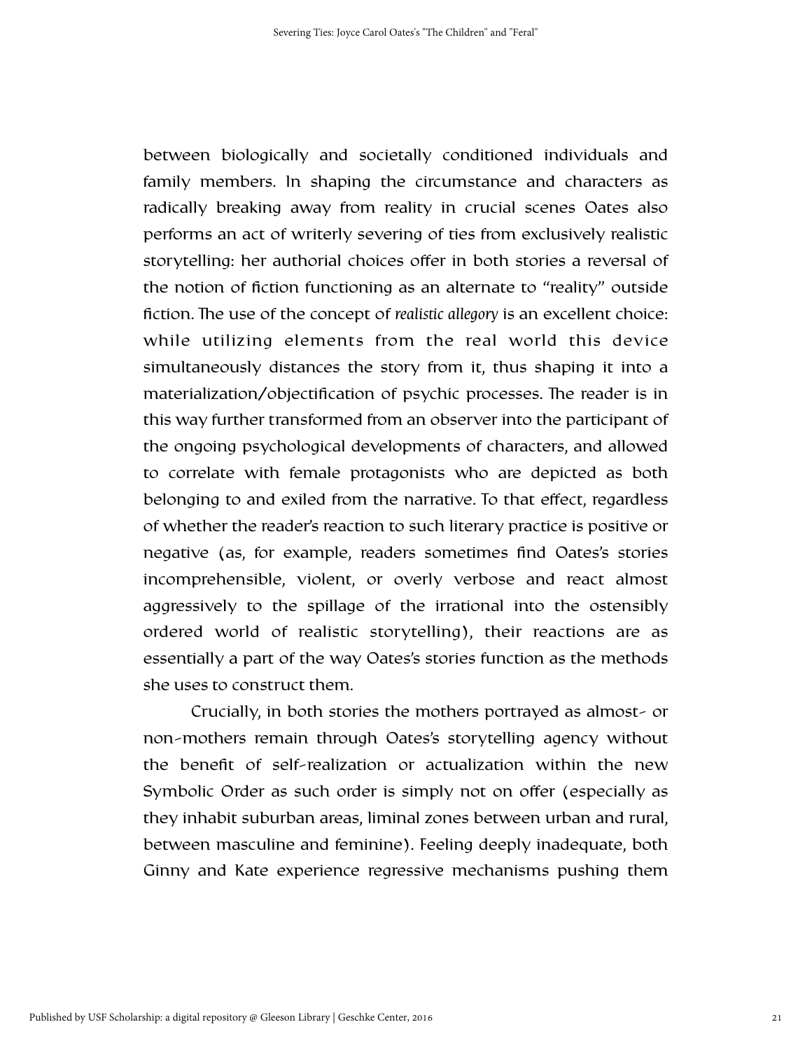between biologically and societally conditioned individuals and family members. In shaping the circumstance and characters as radically breaking away from reality in crucial scenes Oates also performs an act of writerly severing of ties from exclusively realistic storytelling: her authorial choices offer in both stories a reversal of the notion of fiction functioning as an alternate to "reality" outside fiction. The use of the concept of *realistic allegory* is an excellent choice: while utilizing elements from the real world this device simultaneously distances the story from it, thus shaping it into a materialization/objectification of psychic processes. The reader is in this way further transformed from an observer into the participant of the ongoing psychological developments of characters, and allowed to correlate with female protagonists who are depicted as both belonging to and exiled from the narrative. To that effect, regardless of whether the reader's reaction to such literary practice is positive or negative (as, for example, readers sometimes find Oates's stories incomprehensible, violent, or overly verbose and react almost aggressively to the spillage of the irrational into the ostensibly ordered world of realistic storytelling), their reactions are as essentially a part of the way Oates's stories function as the methods she uses to construct them.

Crucially, in both stories the mothers portrayed as almost- or non-mothers remain through Oates's storytelling agency without the benefit of self-realization or actualization within the new Symbolic Order as such order is simply not on offer (especially as they inhabit suburban areas, liminal zones between urban and rural, between masculine and feminine). Feeling deeply inadequate, both Ginny and Kate experience regressive mechanisms pushing them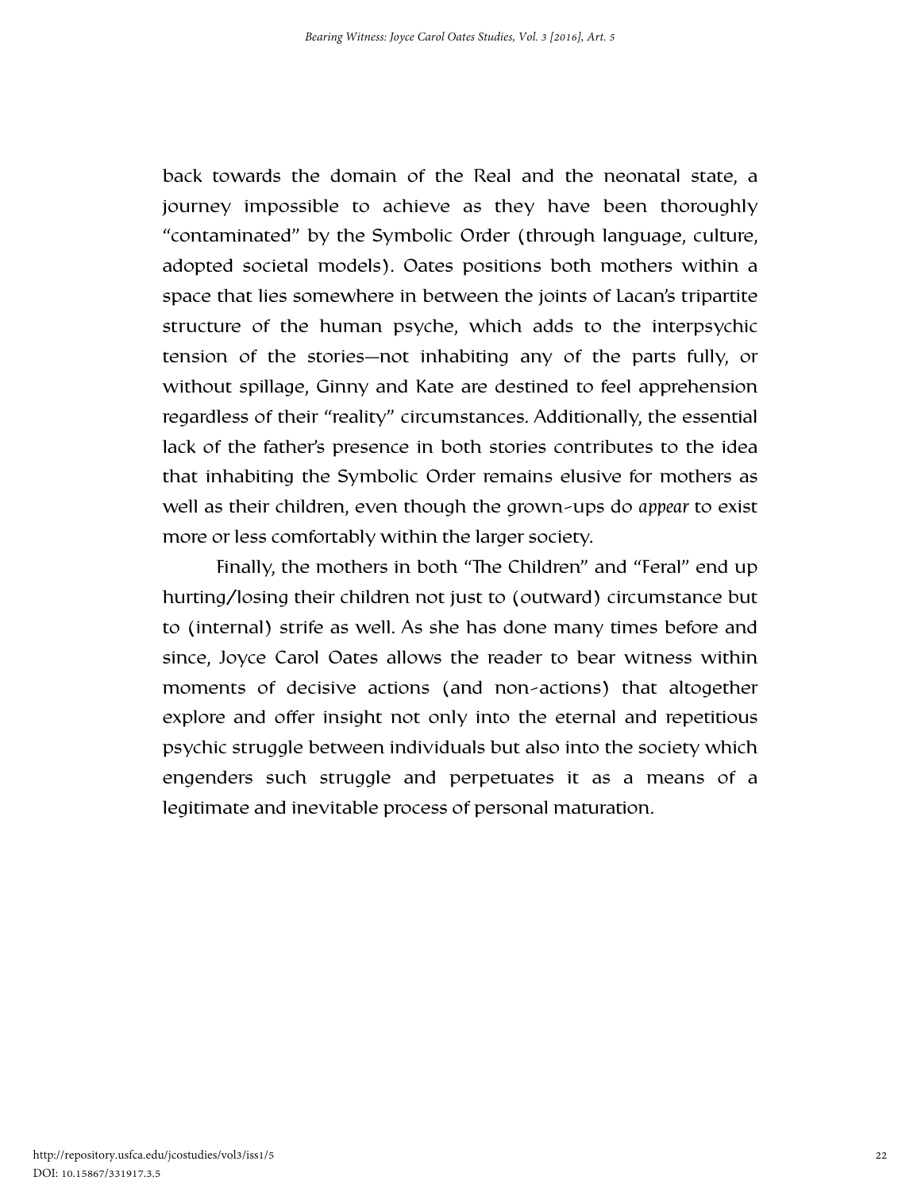back towards the domain of the Real and the neonatal state, a journey impossible to achieve as they have been thoroughly "contaminated" by the Symbolic Order (through language, culture, adopted societal models). Oates positions both mothers within a space that lies somewhere in between the joints of Lacan's tripartite structure of the human psyche, which adds to the interpsychic tension of the stories—not inhabiting any of the parts fully, or without spillage, Ginny and Kate are destined to feel apprehension regardless of their "reality" circumstances. Additionally, the essential lack of the father's presence in both stories contributes to the idea that inhabiting the Symbolic Order remains elusive for mothers as well as their children, even though the grown-ups do *appear* to exist more or less comfortably within the larger society.

Finally, the mothers in both "The Children" and "Feral" end up hurting/losing their children not just to (outward) circumstance but to (internal) strife as well. As she has done many times before and since, Joyce Carol Oates allows the reader to bear witness within moments of decisive actions (and non-actions) that altogether explore and offer insight not only into the eternal and repetitious psychic struggle between individuals but also into the society which engenders such struggle and perpetuates it as a means of a legitimate and inevitable process of personal maturation.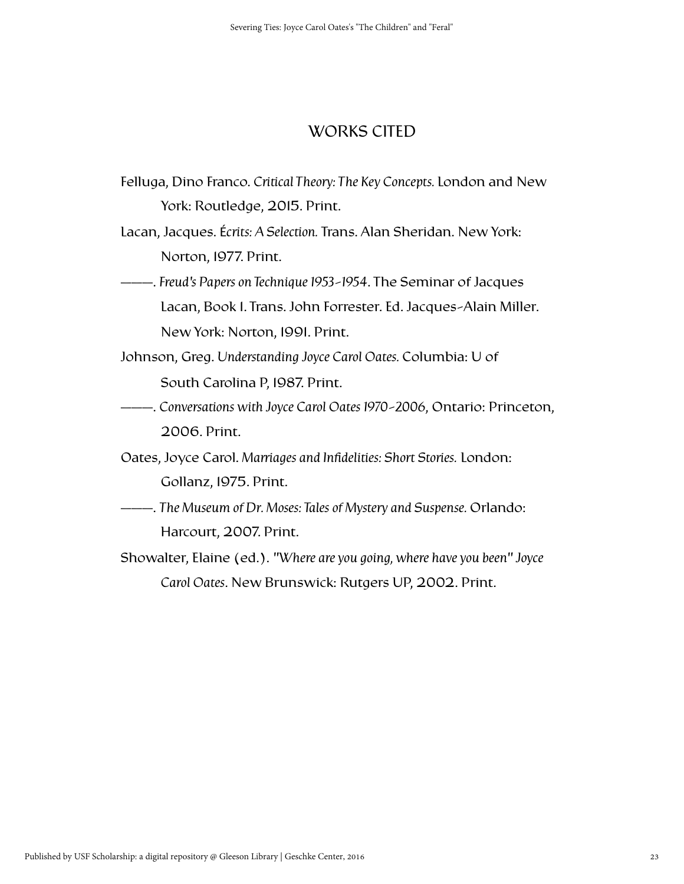## WORKS CITED

Felluga, Dino Franco. *Critical Theory: The Key Concepts.* London and New York: Routledge, 2015. Print.

Lacan, Jacques. *Écrits: A Selection.* Trans. Alan Sheridan. New York: Norton, 1977. Print.

———. *Freud's Papers on Technique 1953-1954*. The Seminar of Jacques Lacan, Book I. Trans. John Forrester. Ed. Jacques-Alain Miller. New York: Norton, 1991. Print.

Johnson, Greg. *Understanding Joyce Carol Oates.* Columbia: U of South Carolina P, 1987. Print.

———. *Conversations with Joyce Carol Oates 1970-2006*, Ontario: Princeton, 2006. Print.

Oates, Joyce Carol. *Marriages and Infidelities: Short Stories.* London: Gollanz, 1975. Print.

———. *The Museum of Dr. Moses: Tales of Mystery and Suspense.* Orlando: Harcourt, 2007. Print.

Showalter, Elaine (ed.). *"Where are you going, where have you been" Joyce Carol Oates*. New Brunswick: Rutgers UP, 2002. Print.